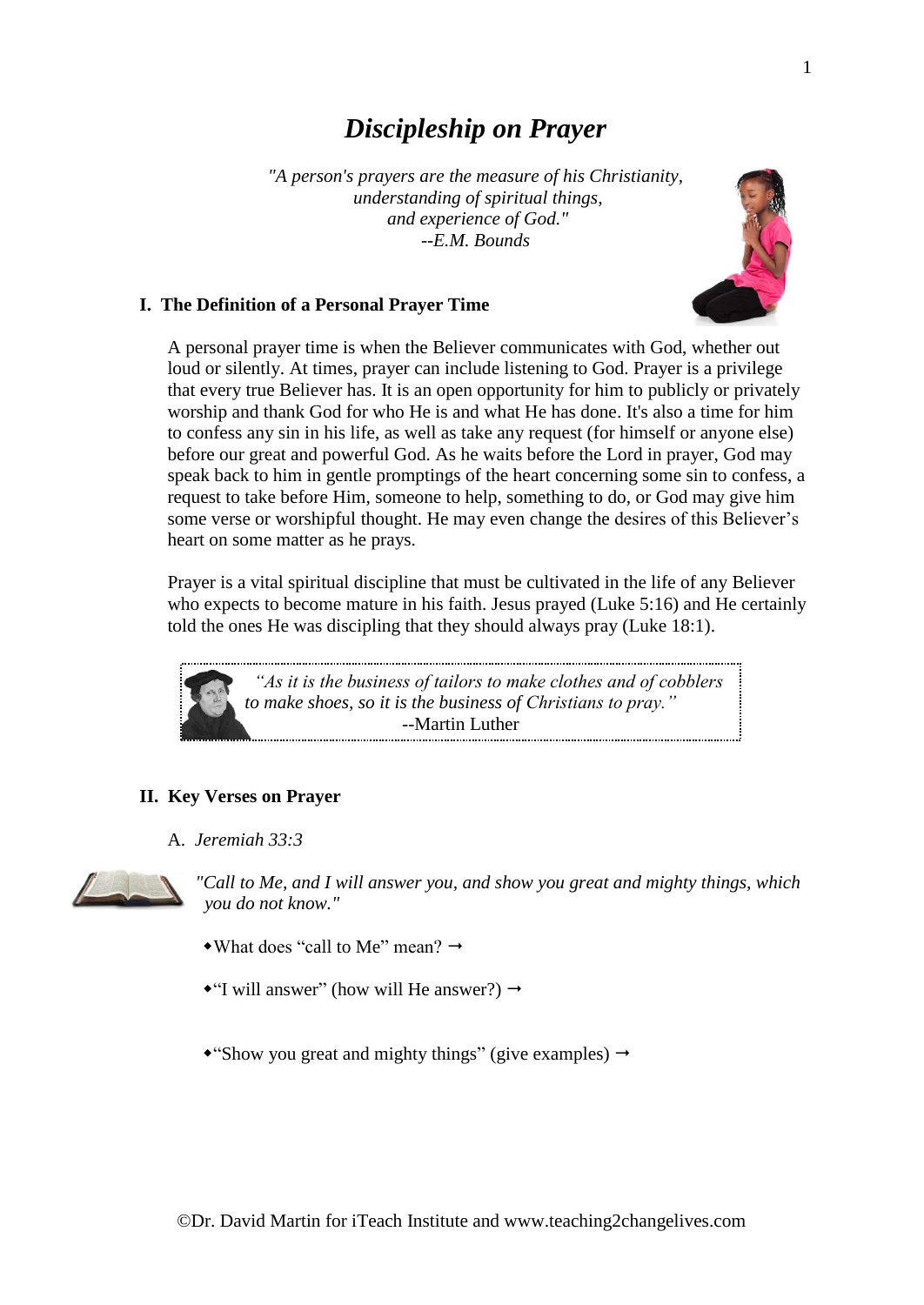# *Discipleship on Prayer*

*"A person's prayers are the measure of his Christianity,*
*understanding of spiritual things,*
*and experience of God."*
*--E.M. Bounds*

## I. The Definition of a Personal Prayer Time

A personal prayer time is when the Believer communicates with God, whether out loud or silently. At times, prayer can include listening to God. Prayer is a privilege that every true Believer has. It is an open opportunity for him to publicly or privately worship and thank God for who He is and what He has done. It's also a time for him to confess any sin in his life, as well as take any request (for himself or anyone else) before our great and powerful God. As he waits before the Lord in prayer, God may speak back to him in gentle promptings of the heart concerning some sin to confess, a request to take before Him, someone to help, something to do, or God may give him some verse or worshipful thought. He may even change the desires of this Believer's heart on some matter as he prays.

Prayer is a vital spiritual discipline that must be cultivated in the life of any Believer who expects to become mature in his faith. Jesus prayed (Luke 5:16) and He certainly told the ones He was discipling that they should always pray (Luke 18:1).

> *"As it is the business of tailors to make clothes and of cobblers to make shoes, so it is the business of Christians to pray."*
> --Martin Luther

## II. Key Verses on Prayer

A. *Jeremiah 33:3*

*"Call to Me, and I will answer you, and show you great and mighty things, which you do not know."*

- What does "call to Me" mean? →
- "I will answer" (how will He answer?) →
- "Show you great and mighty things" (give examples) →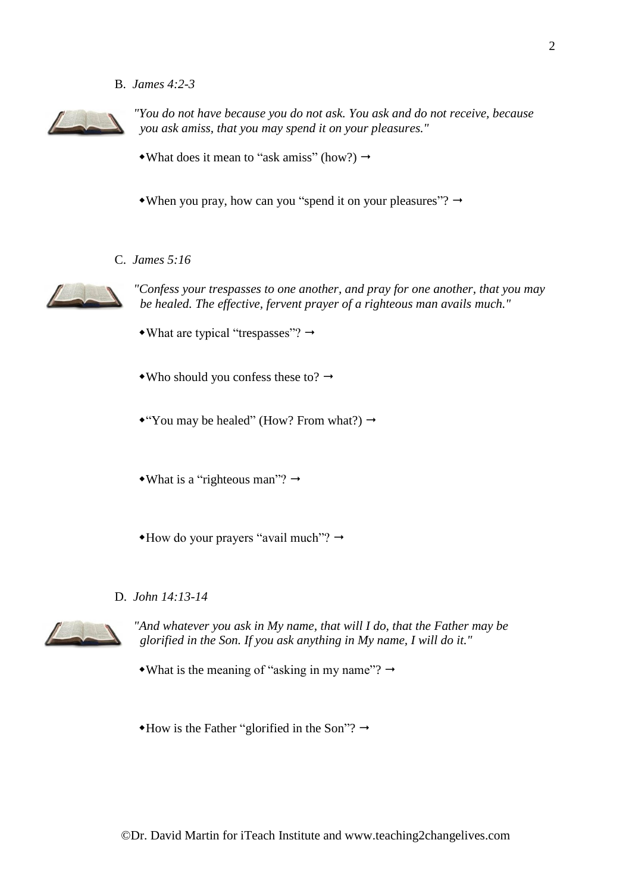B. *James 4:2-3*

*"You do not have because you do not ask. You ask and do not receive, because you ask amiss, that you may spend it on your pleasures."*

- What does it mean to "ask amiss" (how?) →

- When you pray, how can you "spend it on your pleasures"? →

C. *James 5:16*

*"Confess your trespasses to one another, and pray for one another, that you may be healed. The effective, fervent prayer of a righteous man avails much."*

- What are typical "trespasses"? →

- Who should you confess these to? →

- "You may be healed" (How? From what?) →

- What is a "righteous man"? →

- How do your prayers "avail much"? →

D. *John 14:13-14*

*"And whatever you ask in My name, that will I do, that the Father may be glorified in the Son. If you ask anything in My name, I will do it."*

- What is the meaning of "asking in my name"? →

- How is the Father "glorified in the Son"? →

©Dr. David Martin for iTeach Institute and www.teaching2changelives.com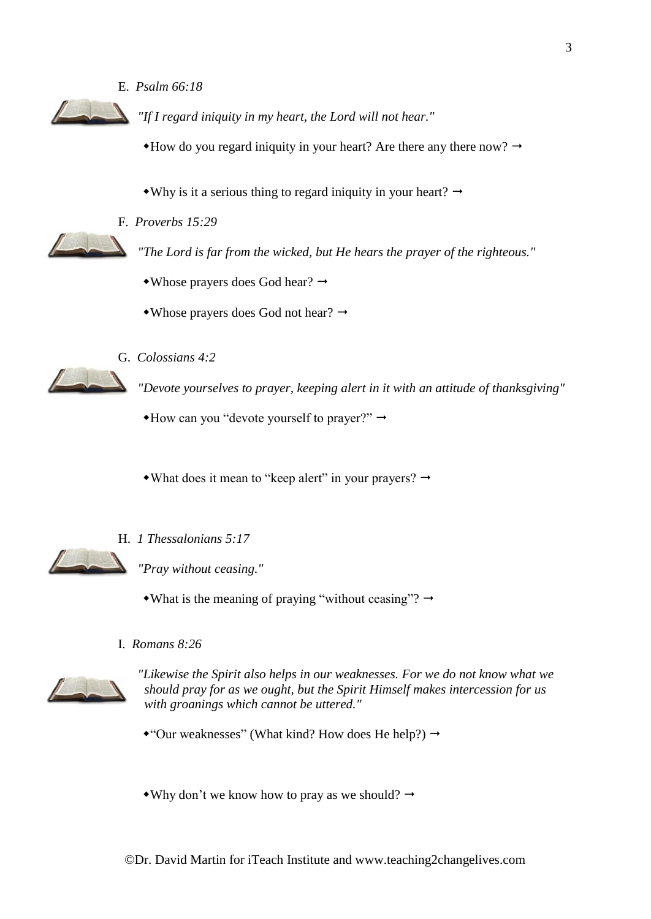E. *Psalm 66:18*

*"If I regard iniquity in my heart, the Lord will not hear."*

- How do you regard iniquity in your heart? Are there any there now? →

- Why is it a serious thing to regard iniquity in your heart? →

F. *Proverbs 15:29*

*"The Lord is far from the wicked, but He hears the prayer of the righteous."*

- Whose prayers does God hear? →

- Whose prayers does God not hear? →

G. *Colossians 4:2*

*"Devote yourselves to prayer, keeping alert in it with an attitude of thanksgiving"*

- How can you "devote yourself to prayer?" →

- What does it mean to "keep alert" in your prayers? →

H. *1 Thessalonians 5:17*

*"Pray without ceasing."*

- What is the meaning of praying "without ceasing"? →

I. *Romans 8:26*

*"Likewise the Spirit also helps in our weaknesses. For we do not know what we should pray for as we ought, but the Spirit Himself makes intercession for us with groanings which cannot be uttered."*

- "Our weaknesses" (What kind? How does He help?) →

- Why don't we know how to pray as we should? →

©Dr. David Martin for iTeach Institute and www.teaching2changelives.com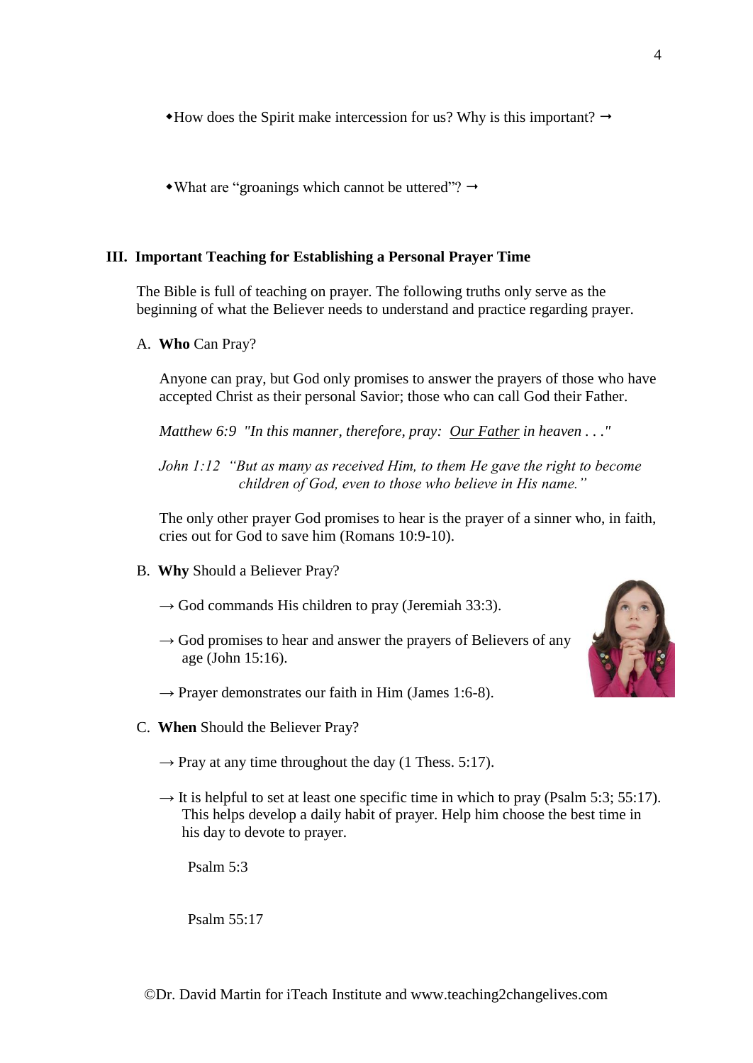- How does the Spirit make intercession for us? Why is this important? →

- What are "groanings which cannot be uttered"? →

### III. Important Teaching for Establishing a Personal Prayer Time

The Bible is full of teaching on prayer. The following truths only serve as the beginning of what the Believer needs to understand and practice regarding prayer.

A. **Who** Can Pray?

Anyone can pray, but God only promises to answer the prayers of those who have accepted Christ as their personal Savior; those who can call God their Father.

*Matthew 6:9 "In this manner, therefore, pray: Our Father in heaven . . ."*

*John 1:12 "But as many as received Him, to them He gave the right to become children of God, even to those who believe in His name."*

The only other prayer God promises to hear is the prayer of a sinner who, in faith, cries out for God to save him (Romans 10:9-10).

B. **Why** Should a Believer Pray?

→ God commands His children to pray (Jeremiah 33:3).

→ God promises to hear and answer the prayers of Believers of any age (John 15:16).

→ Prayer demonstrates our faith in Him (James 1:6-8).

C. **When** Should the Believer Pray?

→ Pray at any time throughout the day (1 Thess. 5:17).

→ It is helpful to set at least one specific time in which to pray (Psalm 5:3; 55:17). This helps develop a daily habit of prayer. Help him choose the best time in his day to devote to prayer.

Psalm 5:3

Psalm 55:17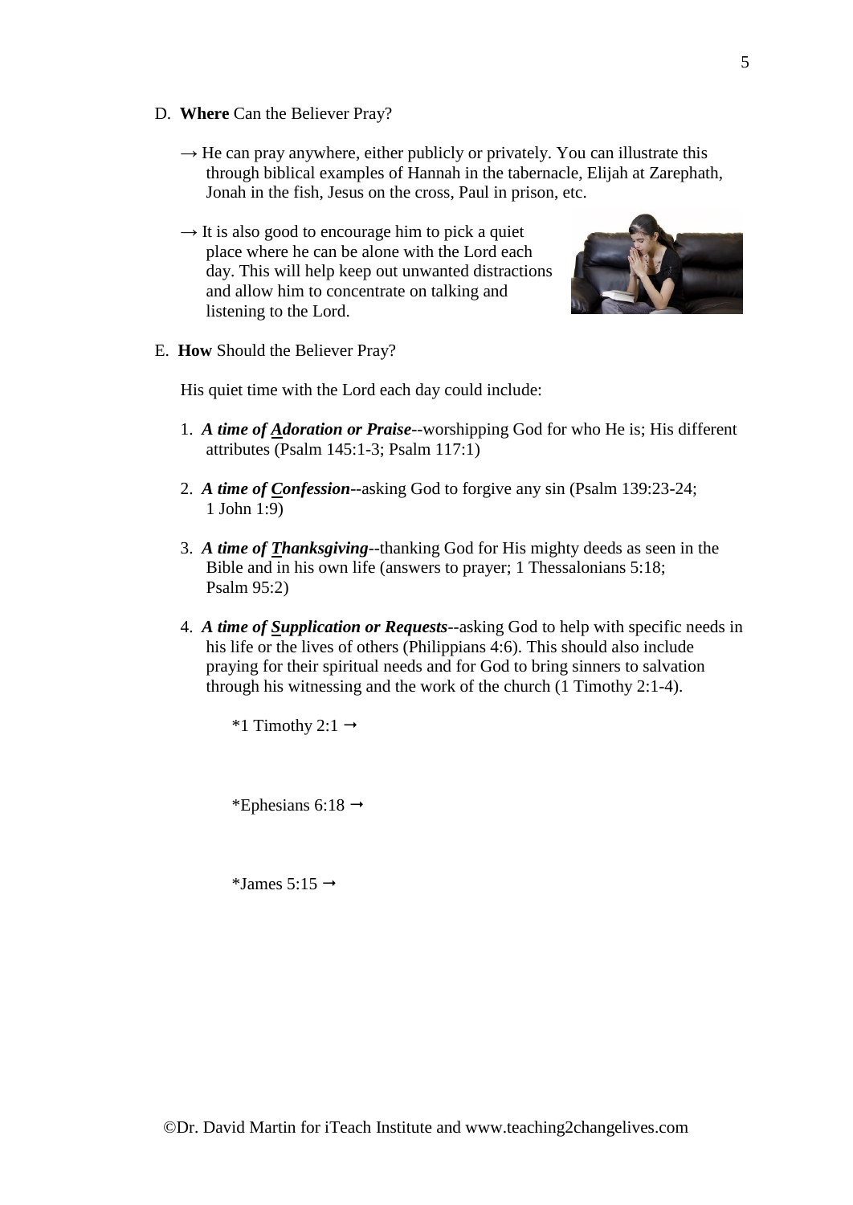D. **Where** Can the Believer Pray?

→ He can pray anywhere, either publicly or privately. You can illustrate this through biblical examples of Hannah in the tabernacle, Elijah at Zarephath, Jonah in the fish, Jesus on the cross, Paul in prison, etc.

→ It is also good to encourage him to pick a quiet place where he can be alone with the Lord each day. This will help keep out unwanted distractions and allow him to concentrate on talking and listening to the Lord.

E. **How** Should the Believer Pray?

His quiet time with the Lord each day could include:

1. ***A time of <u>A</u>doration or Praise***--worshipping God for who He is; His different attributes (Psalm 145:1-3; Psalm 117:1)

2. ***A time of <u>C</u>onfession***--asking God to forgive any sin (Psalm 139:23-24; 1 John 1:9)

3. ***A time of <u>T</u>hanksgiving***--thanking God for His mighty deeds as seen in the Bible and in his own life (answers to prayer; 1 Thessalonians 5:18; Psalm 95:2)

4. ***A time of <u>S</u>upplication or Requests***--asking God to help with specific needs in his life or the lives of others (Philippians 4:6). This should also include praying for their spiritual needs and for God to bring sinners to salvation through his witnessing and the work of the church (1 Timothy 2:1-4).

*1 Timothy 2:1 →

*Ephesians 6:18 →

*James 5:15 →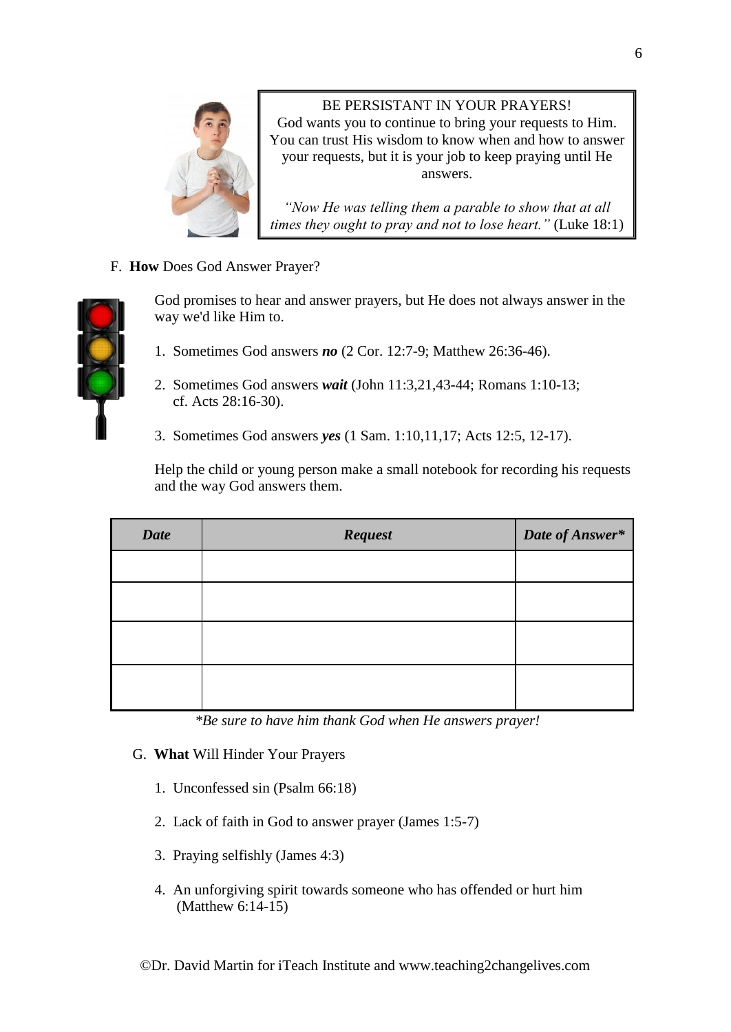BE PERSISTANT IN YOUR PRAYERS!
God wants you to continue to bring your requests to Him. You can trust His wisdom to know when and how to answer your requests, but it is your job to keep praying until He answers.

*"Now He was telling them a parable to show that at all times they ought to pray and not to lose heart."* (Luke 18:1)

F. **How** Does God Answer Prayer?

God promises to hear and answer prayers, but He does not always answer in the way we'd like Him to.

1. Sometimes God answers ***no*** (2 Cor. 12:7-9; Matthew 26:36-46).

2. Sometimes God answers ***wait*** (John 11:3,21,43-44; Romans 1:10-13; cf. Acts 28:16-30).

3. Sometimes God answers ***yes*** (1 Sam. 1:10,11,17; Acts 12:5, 12-17).

Help the child or young person make a small notebook for recording his requests and the way God answers them.

| ***Date*** | ***Request*** | ***Date of Answer**** |
|---|---|---|
| | | |
| | | |
| | | |
| | | |

**Be sure to have him thank God when He answers prayer!*

G. **What** Will Hinder Your Prayers

1. Unconfessed sin (Psalm 66:18)

2. Lack of faith in God to answer prayer (James 1:5-7)

3. Praying selfishly (James 4:3)

4. An unforgiving spirit towards someone who has offended or hurt him (Matthew 6:14-15)

©Dr. David Martin for iTeach Institute and www.teaching2changelives.com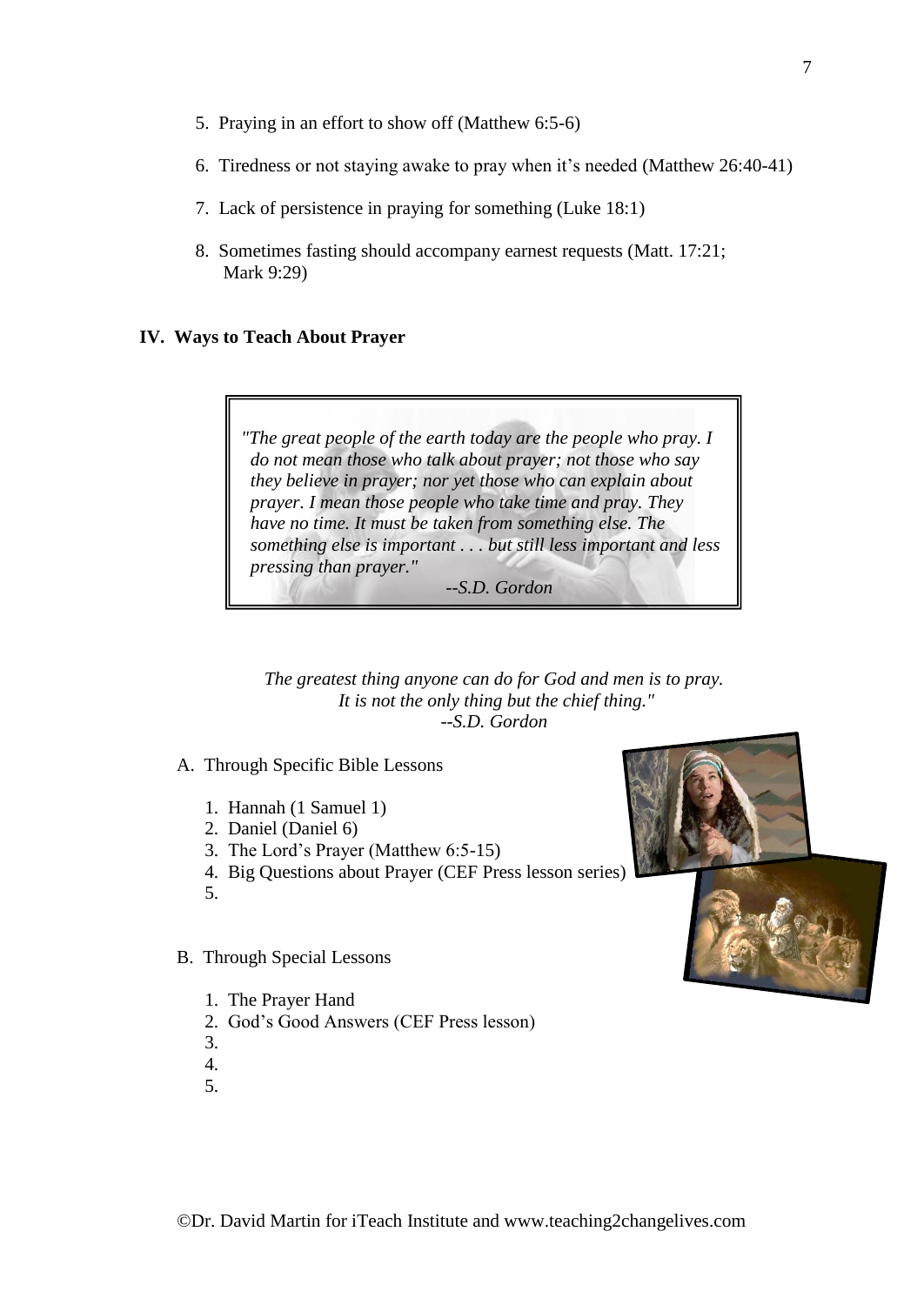5. Praying in an effort to show off (Matthew 6:5-6)

6. Tiredness or not staying awake to pray when it's needed (Matthew 26:40-41)

7. Lack of persistence in praying for something (Luke 18:1)

8. Sometimes fasting should accompany earnest requests (Matt. 17:21; Mark 9:29)

## IV. Ways to Teach About Prayer

> *"The great people of the earth today are the people who pray. I do not mean those who talk about prayer; not those who say they believe in prayer; nor yet those who can explain about prayer. I mean those people who take time and pray. They have no time. It must be taken from something else. The something else is important . . . but still less important and less pressing than prayer."*
>
> *--S.D. Gordon*

*The greatest thing anyone can do for God and men is to pray. It is not the only thing but the chief thing."*
*--S.D. Gordon*

A. Through Specific Bible Lessons

1. Hannah (1 Samuel 1)
2. Daniel (Daniel 6)
3. The Lord's Prayer (Matthew 6:5-15)
4. Big Questions about Prayer (CEF Press lesson series)
5.

B. Through Special Lessons

1. The Prayer Hand
2. God's Good Answers (CEF Press lesson)
3.
4.
5.

©Dr. David Martin for iTeach Institute and www.teaching2changelives.com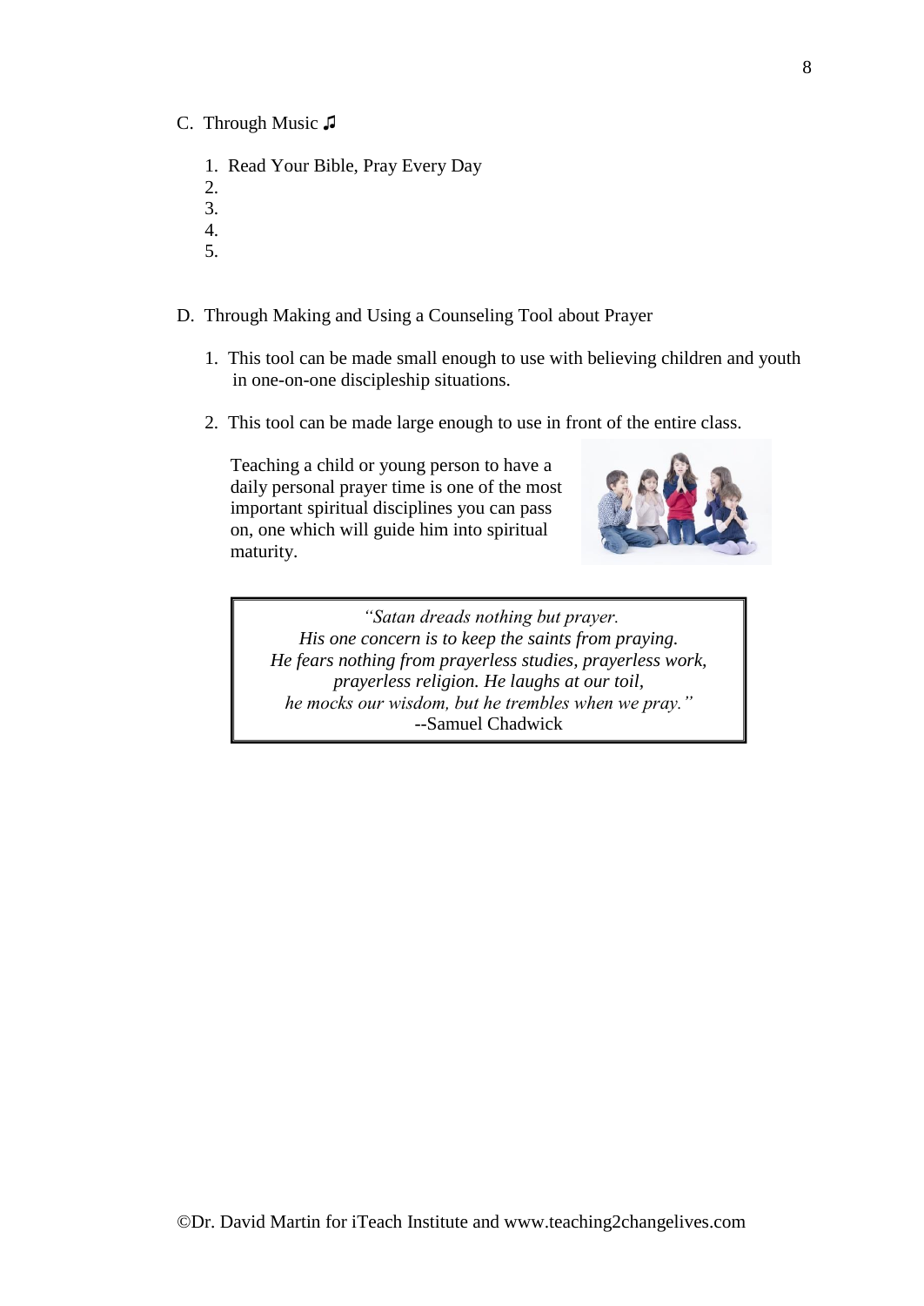C. Through Music ♫

1. Read Your Bible, Pray Every Day
2.
3.
4.
5.

D. Through Making and Using a Counseling Tool about Prayer

1. This tool can be made small enough to use with believing children and youth in one-on-one discipleship situations.

2. This tool can be made large enough to use in front of the entire class.

Teaching a child or young person to have a daily personal prayer time is one of the most important spiritual disciplines you can pass on, one which will guide him into spiritual maturity.

> *"Satan dreads nothing but prayer.*
> *His one concern is to keep the saints from praying.*
> *He fears nothing from prayerless studies, prayerless work,*
> *prayerless religion. He laughs at our toil,*
> *he mocks our wisdom, but he trembles when we pray."*
> --Samuel Chadwick

©Dr. David Martin for iTeach Institute and www.teaching2changelives.com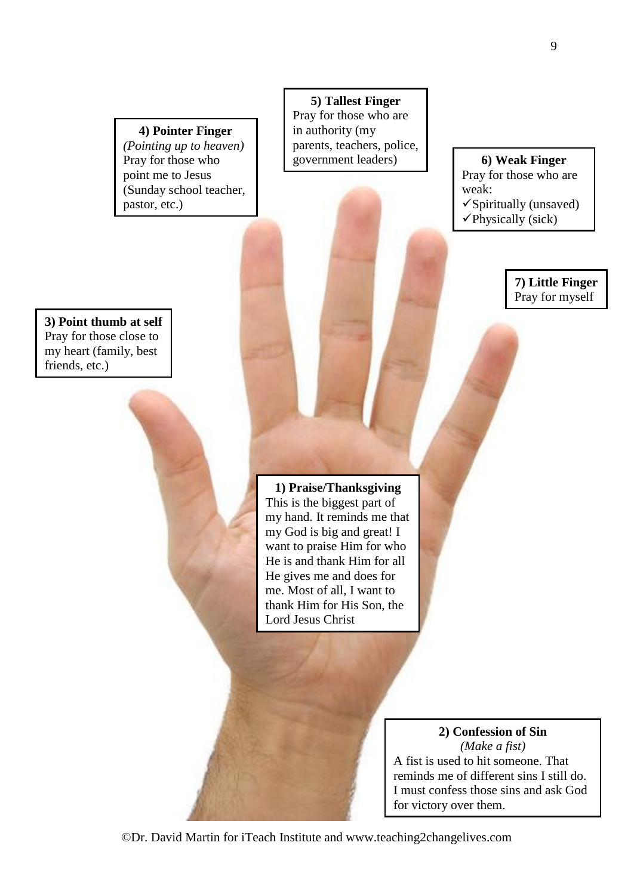**4) Pointer Finger**
*(Pointing up to heaven)*
Pray for those who point me to Jesus (Sunday school teacher, pastor, etc.)

**5) Tallest Finger**
Pray for those who are in authority (my parents, teachers, police, government leaders)

**6) Weak Finger**
Pray for those who are weak:
✓Spiritually (unsaved)
✓Physically (sick)

**7) Little Finger**
Pray for myself

**3) Point thumb at self**
Pray for those close to my heart (family, best friends, etc.)

**1) Praise/Thanksgiving**
This is the biggest part of my hand. It reminds me that my God is big and great! I want to praise Him for who He is and thank Him for all He gives me and does for me. Most of all, I want to thank Him for His Son, the Lord Jesus Christ

**2) Confession of Sin**
*(Make a fist)*
A fist is used to hit someone. That reminds me of different sins I still do. I must confess those sins and ask God for victory over them.

©Dr. David Martin for iTeach Institute and www.teaching2changelives.com